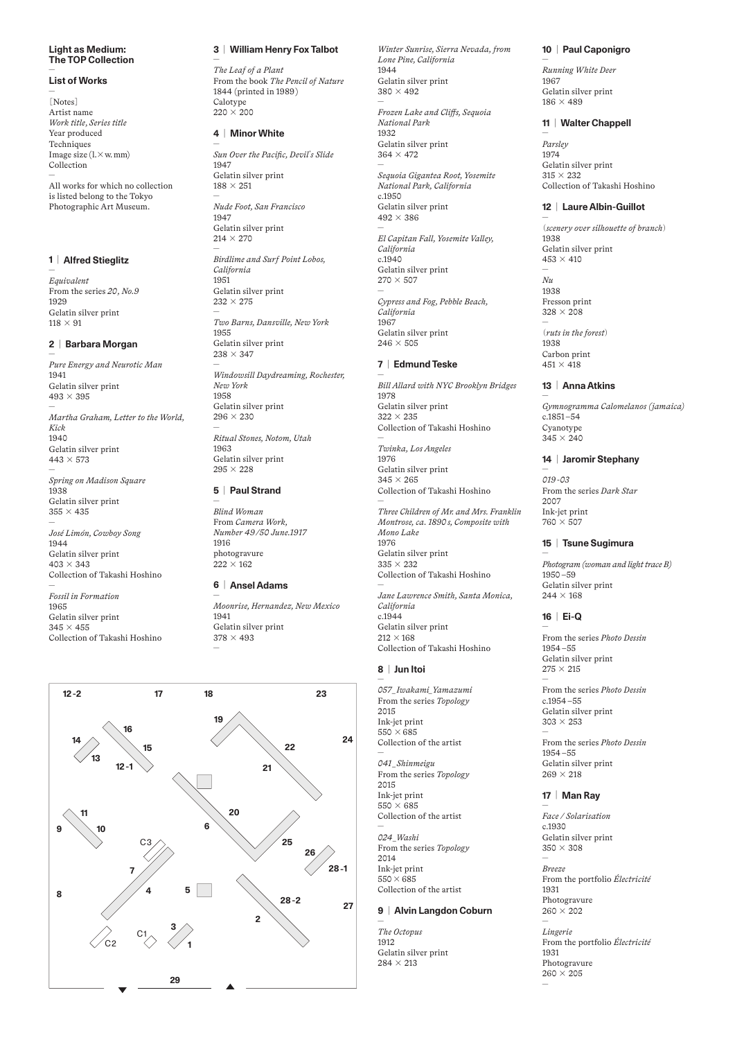**Light as Medium: The TOP Collection**

—

**List of Works**

—

[Notes]
Artist name
*Work title*, *Series title*
Year produced
Techniques
Image size (l.×w. mm)
Collection

—

All works for which no collection is listed belong to the Tokyo Photographic Art Museum.

### 1 | Alfred Stieglitz

—

*Equivalent*
From the series *20, No.9*
1929
Gelatin silver print
118 × 91

### 2 | Barbara Morgan

—

*Pure Energy and Neurotic Man*
1941
Gelatin silver print
493 × 395

—

*Martha Graham, Letter to the World, Kick*
1940
Gelatin silver print
443 × 573

—

*Spring on Madison Square*
1938
Gelatin silver print
355 × 435

—

*José Limón, Cowboy Song*
1944
Gelatin silver print
403 × 343
Collection of Takashi Hoshino

—

*Fossil in Formation*
1965
Gelatin silver print
345 × 455
Collection of Takashi Hoshino

### 3 | William Henry Fox Talbot

—

*The Leaf of a Plant*
From the book *The Pencil of Nature*
1844 (printed in 1989)
Calotype
220 × 200

### 4 | Minor White

—

*Sun Over the Pacific, Devil's Slide*
1947
Gelatin silver print
188 × 251

—

*Nude Foot, San Francisco*
1947
Gelatin silver print
214 × 270

—

*Birdlime and Surf Point Lobos, California*
1951
Gelatin silver print
232 × 275

—

*Two Barns, Dansville, New York*
1955
Gelatin silver print
238 × 347

—

*Windowsill Daydreaming, Rochester, New York*
1958
Gelatin silver print
296 × 230

—

*Ritual Stones, Notom, Utah*
1963
Gelatin silver print
295 × 228

### 5 | Paul Strand

—

*Blind Woman*
From *Camera Work, Number 49/50 June.1917*
1916
photogravure
222 × 162

### 6 | Ansel Adams

—

*Moonrise, Hernandez, New Mexico*
1941
Gelatin silver print
378 × 493

—

*Winter Sunrise, Sierra Nevada, from Lone Pine, California*
1944
Gelatin silver print
380 × 492

—

*Frozen Lake and Cliffs, Sequoia National Park*
1932
Gelatin silver print
364 × 472

—

*Sequoia Gigantea Root, Yosemite National Park, California*
c.1950
Gelatin silver print
492 × 386

—

*El Capitan Fall, Yosemite Valley, California*
c.1940
Gelatin silver print
270 × 507

—

*Cypress and Fog, Pebble Beach, California*
1967
Gelatin silver print
246 × 505

### 7 | Edmund Teske

—

*Bill Allard with NYC Brooklyn Bridges*
1978
Gelatin silver print
322 × 235
Collection of Takashi Hoshino

—

*Twinka, Los Angeles*
1976
Gelatin silver print
345 × 265
Collection of Takashi Hoshino

—

*Three Children of Mr. and Mrs. Franklin Montrose, ca. 1890s, Composite with Mono Lake*
1976
Gelatin silver print
335 × 232
Collection of Takashi Hoshino

—

*Jane Lawrence Smith, Santa Monica, California*
c.1944
Gelatin silver print
212 × 168
Collection of Takashi Hoshino

### 8 | Jun Itoi

—

*057_Iwakami_Yamazumi*
From the series *Topology*
2015
Ink-jet print
550 × 685
Collection of the artist

—

*041_Shinmeigu*
From the series *Topology*
2015
Ink-jet print
550 × 685
Collection of the artist

—

*024_Washi*
From the series *Topology*
2014
Ink-jet print
550 × 685
Collection of the artist

### 9 | Alvin Langdon Coburn

—

*The Octopus*
1912
Gelatin silver print
284 × 213

### 10 | Paul Caponigro

—

*Running White Deer*
1967
Gelatin silver print
186 × 489

### 11 | Walter Chappell

—

*Parsley*
1974
Gelatin silver print
315 × 232
Collection of Takashi Hoshino

### 12 | Laure Albin-Guillot

—

*(scenery over silhouette of branch)*
1938
Gelatin silver print
453 × 410

—

*Nu*
1938
Fresson print
328 × 208

—

*(ruts in the forest)*
1938
Carbon print
451 × 418

### 13 | Anna Atkins

—

*Gymnogramma Calomelanos (jamaica)*
c.1851–54
Cyanotype
345 × 240

### 14 | Jaromir Stephany

—

*019-03*
From the series *Dark Star*
2007
Ink-jet print
760 × 507

### 15 | Tsune Sugimura

—

*Photogram (woman and light trace B)*
1950–59
Gelatin silver print
244 × 168

### 16 | Ei-Q

—

From the series *Photo Dessin*
1954–55
Gelatin silver print
275 × 215

—

From the series *Photo Dessin*
c.1954–55
Gelatin silver print
303 × 253

—

From the series *Photo Dessin*
1954–55
Gelatin silver print
269 × 218

### 17 | Man Ray

—

*Face / Solarisation*
c.1930
Gelatin silver print
350 × 308

—

*Breeze*
From the portfolio *Électricité*
1931
Photogravure
260 × 202

—

*Lingerie*
From the portfolio *Électricité*
1931
Photogravure
260 × 205

—

12-2
17
18
23
19
14
16
24
22
13
15
12-1
21
11
20
9
10
6
C3
25
26
28-1
7
8
4
5
27
28-2
2
3
C1
C2
1
29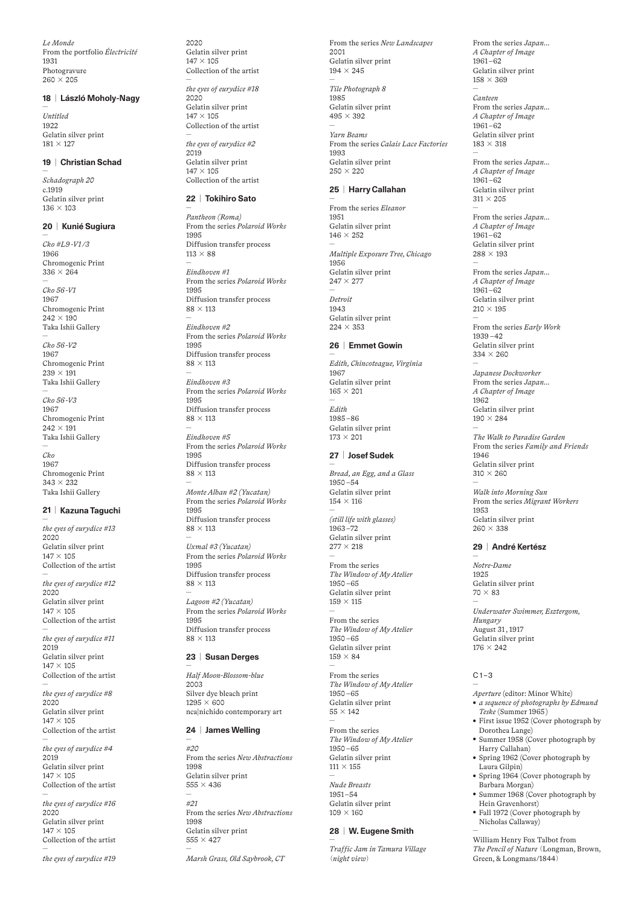*Le Monde*
From the portfolio *Électricité*
1931
Photogravure
260 × 205

### 18 | László Moholy-Nagy

—

*Untitled*
1922
Gelatin silver print
181 × 127

### 19 | Christian Schad

—

*Schadograph 20*
c.1919
Gelatin silver print
136 × 103

### 20 | Kunié Sugiura

—

*Cko #L9-V1/3*
1966
Chromogenic Print
336 × 264

—

*Cko 56-V1*
1967
Chromogenic Print
242 × 190
Taka Ishii Gallery

—

*Cko 56-V2*
1967
Chromogenic Print
239 × 191
Taka Ishii Gallery

—

*Cko 56-V3*
1967
Chromogenic Print
242 × 191
Taka Ishii Gallery

—

*Cko*
1967
Chromogenic Print
343 × 232
Taka Ishii Gallery

### 21 | Kazuna Taguchi

—

*the eyes of eurydice #13*
2020
Gelatin silver print
147 × 105
Collection of the artist

—

*the eyes of eurydice #12*
2020
Gelatin silver print
147 × 105
Collection of the artist

—

*the eyes of eurydice #11*
2019
Gelatin silver print
147 × 105
Collection of the artist

—

*the eyes of eurydice #8*
2020
Gelatin silver print
147 × 105
Collection of the artist

—

*the eyes of eurydice #4*
2019
Gelatin silver print
147 × 105
Collection of the artist

—

*the eyes of eurydice #16*
2020
Gelatin silver print
147 × 105
Collection of the artist

—

*the eyes of eurydice #19*
2020
Gelatin silver print
147 × 105
Collection of the artist

—

*the eyes of eurydice #18*
2020
Gelatin silver print
147 × 105
Collection of the artist

—

*the eyes of eurydice #2*
2019
Gelatin silver print
147 × 105
Collection of the artist

### 22 | Tokihiro Sato

—

*Pantheon (Roma)*
From the series *Polaroid Works*
1995
Diffusion transfer process
113 × 88

—

*Eindhoven #1*
From the series *Polaroid Works*
1995
Diffusion transfer process
88 × 113

—

*Eindhoven #2*
From the series *Polaroid Works*
1995
Diffusion transfer process
88 × 113

—

*Eindhoven #3*
From the series *Polaroid Works*
1995
Diffusion transfer process
88 × 113

—

*Eindhoven #5*
From the series *Polaroid Works*
1995
Diffusion transfer process
88 × 113

—

*Monte Alban #2 (Yucatan)*
From the series *Polaroid Works*
1995
Diffusion transfer process
88 × 113

—

*Uxmal #3 (Yucatan)*
From the series *Polaroid Works*
1995
Diffusion transfer process
88 × 113

—

*Lagoon #2 (Yucatan)*
From the series *Polaroid Works*
1995
Diffusion transfer process
88 × 113

### 23 | Susan Derges

—

*Half Moon-Blossom-blue*
2003
Silver dye bleach print
1295 × 600
nca|nichido contemporary art

### 24 | James Welling

—

*#20*
From the series *New Abstractions*
1998
Gelatin silver print
555 × 436

—

*#21*
From the series *New Abstractions*
1998
Gelatin silver print
555 × 427

—

*Marsh Grass, Old Saybrook, CT*
From the series *New Landscapes*
2001
Gelatin silver print
194 × 245

—

*Tile Photograph 8*
1985
Gelatin silver print
495 × 392

—

*Yarn Beams*
From the series *Calais Lace Factories*
1993
Gelatin silver print
250 × 220

### 25 | Harry Callahan

—

From the series *Eleanor*
1951
Gelatin silver print
146 × 252

—

*Multiple Exposure Tree, Chicago*
1956
Gelatin silver print
247 × 277

—

*Detroit*
1943
Gelatin silver print
224 × 353

### 26 | Emmet Gowin

—

*Edith, Chincoteague, Virginia*
1967
Gelatin silver print
165 × 201

—

*Edith*
1985–86
Gelatin silver print
173 × 201

### 27 | Josef Sudek

—

*Bread, an Egg, and a Glass*
1950–54
Gelatin silver print
154 × 116

—

*(still life with glasses)*
1963–72
Gelatin silver print
277 × 218

—

From the series
*The Window of My Atelier*
1950–65
Gelatin silver print
159 × 115

—

From the series
*The Window of My Atelier*
1950–65
Gelatin silver print
159 × 84

—

From the series
*The Window of My Atelier*
1950–65
Gelatin silver print
55 × 142

—

From the series
*The Window of My Atelier*
1950–65
Gelatin silver print
111 × 155

—

*Nude Breasts*
1951–54
Gelatin silver print
109 × 160

### 28 | W. Eugene Smith

—

*Traffic Jam in Tamura Village (night view)*
From the series *Japan… A Chapter of Image*
1961–62
Gelatin silver print
158 × 369

—

*Canteen*
From the series *Japan… A Chapter of Image*
1961–62
Gelatin silver print
183 × 318

—

From the series *Japan… A Chapter of Image*
1961–62
Gelatin silver print
311 × 205

—

From the series *Japan… A Chapter of Image*
1961–62
Gelatin silver print
288 × 193

—

From the series *Japan… A Chapter of Image*
1961–62
Gelatin silver print
210 × 195

—

From the series *Early Work*
1939–42
Gelatin silver print
334 × 260

—

*Japanese Dockworker*
From the series *Japan… A Chapter of Image*
1962
Gelatin silver print
190 × 284

—

*The Walk to Paradise Garden*
From the series *Family and Friends*
1946
Gelatin silver print
310 × 260

—

*Walk into Morning Sun*
From the series *Migrant Workers*
1953
Gelatin silver print
260 × 338

### 29 | André Kertész

—

*Notre-Dame*
1925
Gelatin silver print
70 × 83

—

*Underwater Swimmer, Esztergom, Hungary*
August 31, 1917
Gelatin silver print
176 × 242

### C1–3

—

*Aperture* (editor: Minor White)

- *a sequence of photographs by Edmund Teske* (Summer 1965)
- First issue 1952 (Cover photograph by Dorothea Lange)
- Summer 1958 (Cover photograph by Harry Callahan)
- Spring 1962 (Cover photograph by Laura Gilpin)
- Spring 1964 (Cover photograph by Barbara Morgan)
- Summer 1968 (Cover photograph by Hein Gravenhorst)
- Fall 1972 (Cover photograph by Nicholas Callaway)

—

William Henry Fox Talbot from *The Pencil of Nature* (Longman, Brown, Green, & Longmans/1844)